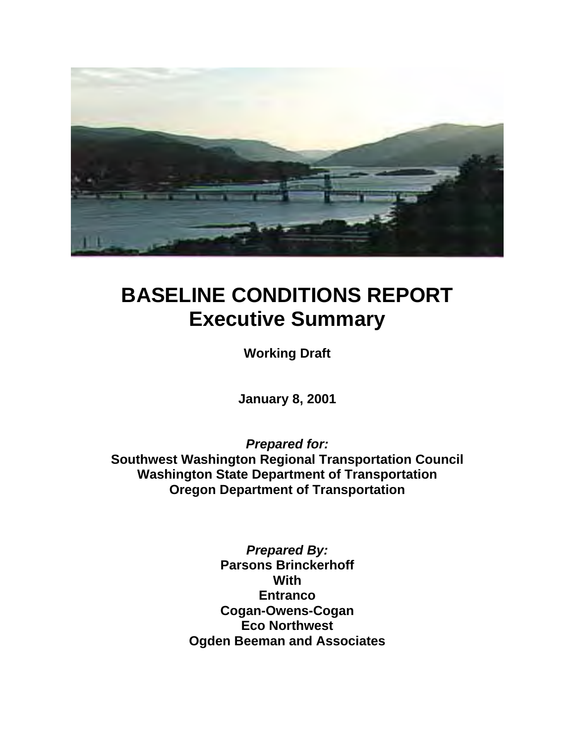# BASELINE CONDITIONS REPORT
## Executive Summary

**Working Draft**

**January 8, 2001**

***Prepared for:***
**Southwest Washington Regional Transportation Council**
**Washington State Department of Transportation**
**Oregon Department of Transportation**

***Prepared By:***
**Parsons Brinckerhoff**
**With**
**Entranco**
**Cogan-Owens-Cogan**
**Eco Northwest**
**Ogden Beeman and Associates**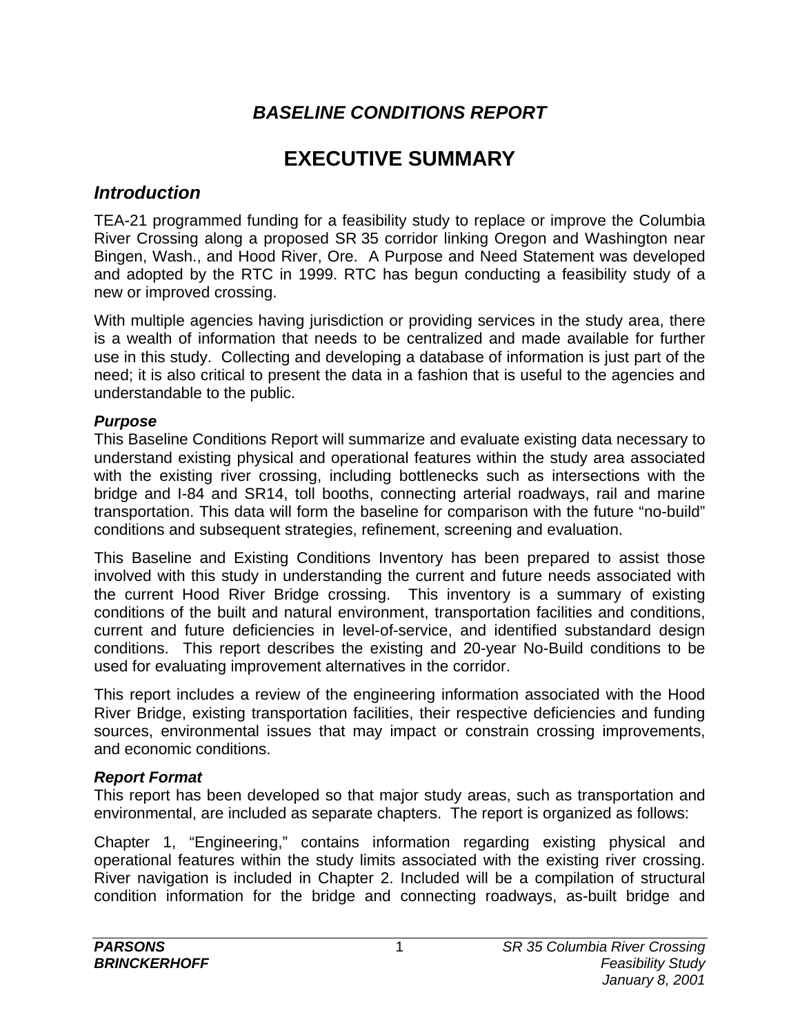# *BASELINE CONDITIONS REPORT*

# EXECUTIVE SUMMARY

## *Introduction*

TEA-21 programmed funding for a feasibility study to replace or improve the Columbia River Crossing along a proposed SR 35 corridor linking Oregon and Washington near Bingen, Wash., and Hood River, Ore. A Purpose and Need Statement was developed and adopted by the RTC in 1999. RTC has begun conducting a feasibility study of a new or improved crossing.

With multiple agencies having jurisdiction or providing services in the study area, there is a wealth of information that needs to be centralized and made available for further use in this study. Collecting and developing a database of information is just part of the need; it is also critical to present the data in a fashion that is useful to the agencies and understandable to the public.

### *Purpose*

This Baseline Conditions Report will summarize and evaluate existing data necessary to understand existing physical and operational features within the study area associated with the existing river crossing, including bottlenecks such as intersections with the bridge and I-84 and SR14, toll booths, connecting arterial roadways, rail and marine transportation. This data will form the baseline for comparison with the future "no-build" conditions and subsequent strategies, refinement, screening and evaluation.

This Baseline and Existing Conditions Inventory has been prepared to assist those involved with this study in understanding the current and future needs associated with the current Hood River Bridge crossing. This inventory is a summary of existing conditions of the built and natural environment, transportation facilities and conditions, current and future deficiencies in level-of-service, and identified substandard design conditions. This report describes the existing and 20-year No-Build conditions to be used for evaluating improvement alternatives in the corridor.

This report includes a review of the engineering information associated with the Hood River Bridge, existing transportation facilities, their respective deficiencies and funding sources, environmental issues that may impact or constrain crossing improvements, and economic conditions.

### *Report Format*

This report has been developed so that major study areas, such as transportation and environmental, are included as separate chapters. The report is organized as follows:

Chapter 1, "Engineering," contains information regarding existing physical and operational features within the study limits associated with the existing river crossing. River navigation is included in Chapter 2. Included will be a compilation of structural condition information for the bridge and connecting roadways, as-built bridge and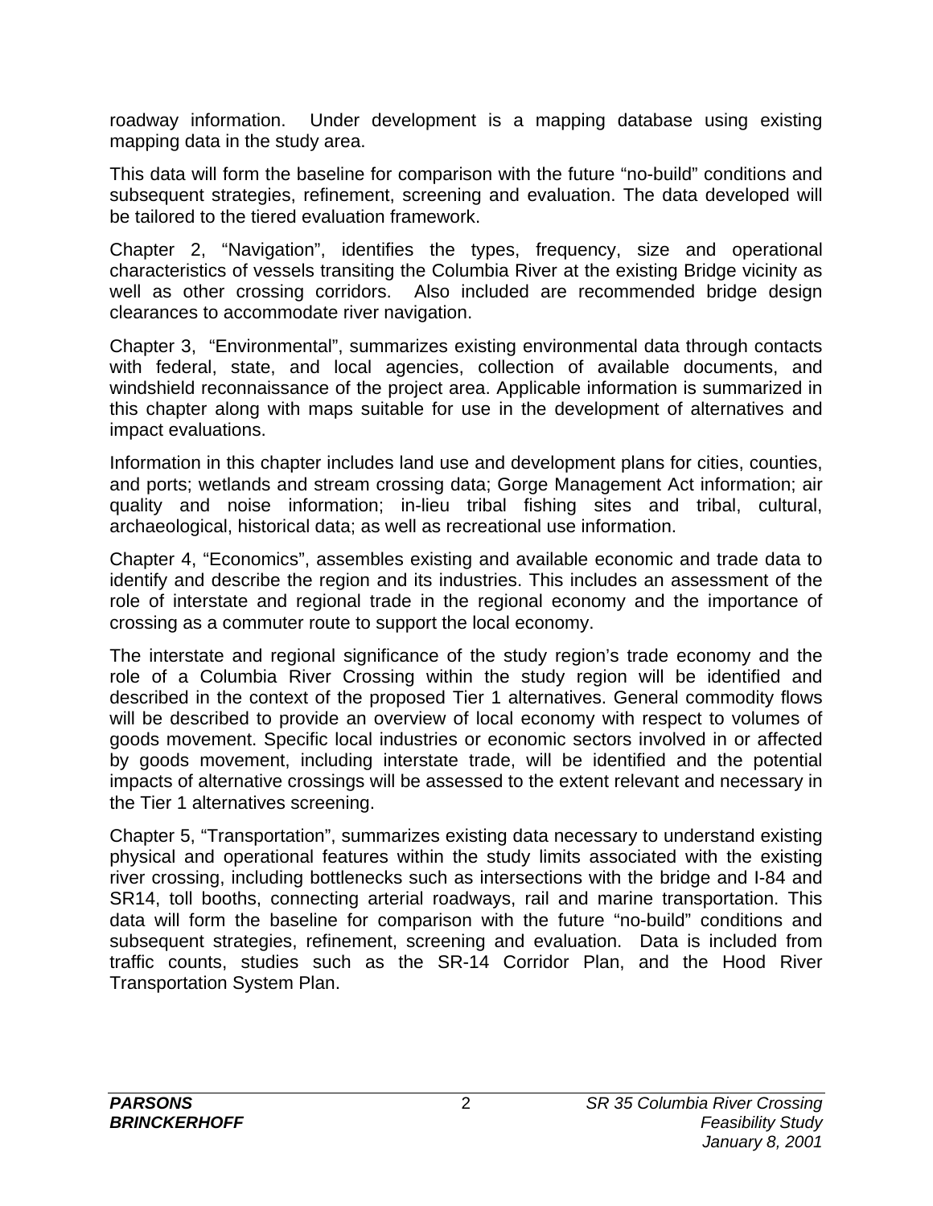roadway information. Under development is a mapping database using existing mapping data in the study area.

This data will form the baseline for comparison with the future "no-build" conditions and subsequent strategies, refinement, screening and evaluation. The data developed will be tailored to the tiered evaluation framework.

Chapter 2, "Navigation", identifies the types, frequency, size and operational characteristics of vessels transiting the Columbia River at the existing Bridge vicinity as well as other crossing corridors. Also included are recommended bridge design clearances to accommodate river navigation.

Chapter 3, "Environmental", summarizes existing environmental data through contacts with federal, state, and local agencies, collection of available documents, and windshield reconnaissance of the project area. Applicable information is summarized in this chapter along with maps suitable for use in the development of alternatives and impact evaluations.

Information in this chapter includes land use and development plans for cities, counties, and ports; wetlands and stream crossing data; Gorge Management Act information; air quality and noise information; in-lieu tribal fishing sites and tribal, cultural, archaeological, historical data; as well as recreational use information.

Chapter 4, "Economics", assembles existing and available economic and trade data to identify and describe the region and its industries. This includes an assessment of the role of interstate and regional trade in the regional economy and the importance of crossing as a commuter route to support the local economy.

The interstate and regional significance of the study region's trade economy and the role of a Columbia River Crossing within the study region will be identified and described in the context of the proposed Tier 1 alternatives. General commodity flows will be described to provide an overview of local economy with respect to volumes of goods movement. Specific local industries or economic sectors involved in or affected by goods movement, including interstate trade, will be identified and the potential impacts of alternative crossings will be assessed to the extent relevant and necessary in the Tier 1 alternatives screening.

Chapter 5, "Transportation", summarizes existing data necessary to understand existing physical and operational features within the study limits associated with the existing river crossing, including bottlenecks such as intersections with the bridge and I-84 and SR14, toll booths, connecting arterial roadways, rail and marine transportation. This data will form the baseline for comparison with the future "no-build" conditions and subsequent strategies, refinement, screening and evaluation. Data is included from traffic counts, studies such as the SR-14 Corridor Plan, and the Hood River Transportation System Plan.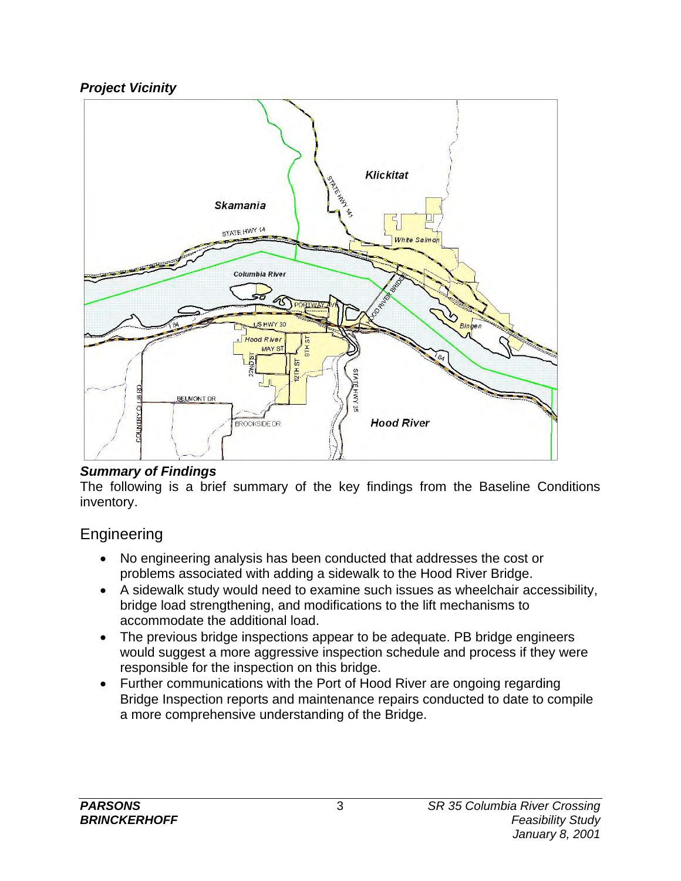***Project Vicinity***

***Summary of Findings***

The following is a brief summary of the key findings from the Baseline Conditions inventory.

## Engineering

- No engineering analysis has been conducted that addresses the cost or problems associated with adding a sidewalk to the Hood River Bridge.
- A sidewalk study would need to examine such issues as wheelchair accessibility, bridge load strengthening, and modifications to the lift mechanisms to accommodate the additional load.
- The previous bridge inspections appear to be adequate. PB bridge engineers would suggest a more aggressive inspection schedule and process if they were responsible for the inspection on this bridge.
- Further communications with the Port of Hood River are ongoing regarding Bridge Inspection reports and maintenance repairs conducted to date to compile a more comprehensive understanding of the Bridge.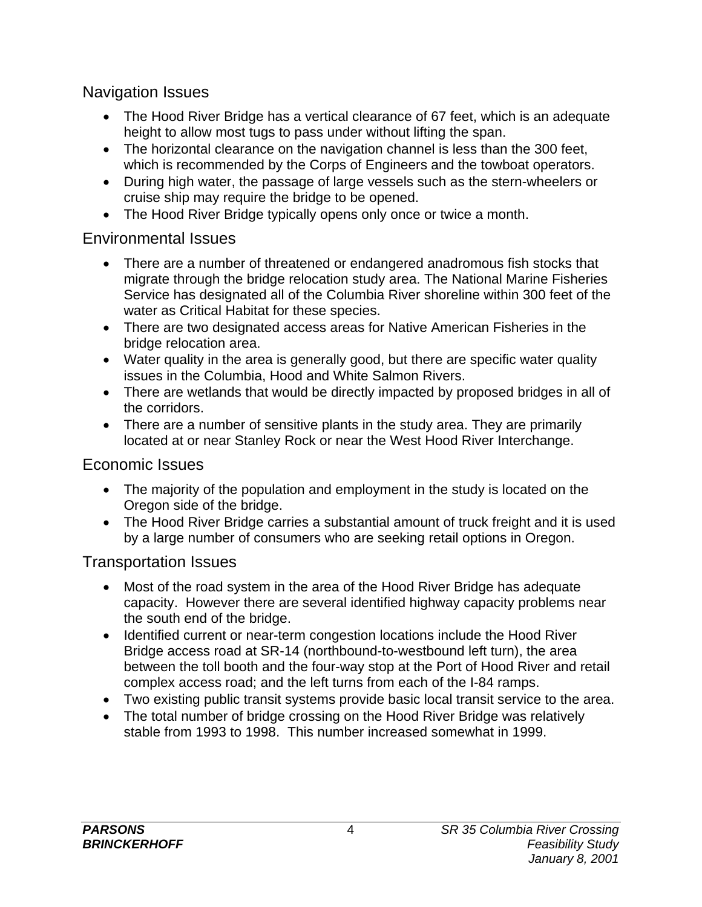## Navigation Issues

- The Hood River Bridge has a vertical clearance of 67 feet, which is an adequate height to allow most tugs to pass under without lifting the span.
- The horizontal clearance on the navigation channel is less than the 300 feet, which is recommended by the Corps of Engineers and the towboat operators.
- During high water, the passage of large vessels such as the stern-wheelers or cruise ship may require the bridge to be opened.
- The Hood River Bridge typically opens only once or twice a month.

## Environmental Issues

- There are a number of threatened or endangered anadromous fish stocks that migrate through the bridge relocation study area. The National Marine Fisheries Service has designated all of the Columbia River shoreline within 300 feet of the water as Critical Habitat for these species.
- There are two designated access areas for Native American Fisheries in the bridge relocation area.
- Water quality in the area is generally good, but there are specific water quality issues in the Columbia, Hood and White Salmon Rivers.
- There are wetlands that would be directly impacted by proposed bridges in all of the corridors.
- There are a number of sensitive plants in the study area. They are primarily located at or near Stanley Rock or near the West Hood River Interchange.

## Economic Issues

- The majority of the population and employment in the study is located on the Oregon side of the bridge.
- The Hood River Bridge carries a substantial amount of truck freight and it is used by a large number of consumers who are seeking retail options in Oregon.

## Transportation Issues

- Most of the road system in the area of the Hood River Bridge has adequate capacity. However there are several identified highway capacity problems near the south end of the bridge.
- Identified current or near-term congestion locations include the Hood River Bridge access road at SR-14 (northbound-to-westbound left turn), the area between the toll booth and the four-way stop at the Port of Hood River and retail complex access road; and the left turns from each of the I-84 ramps.
- Two existing public transit systems provide basic local transit service to the area.
- The total number of bridge crossing on the Hood River Bridge was relatively stable from 1993 to 1998. This number increased somewhat in 1999.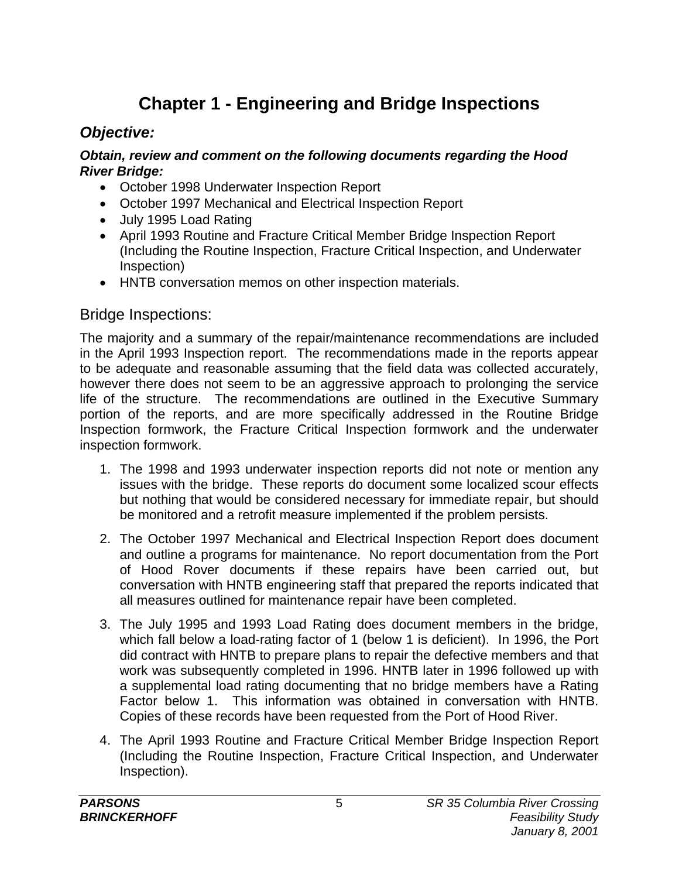# Chapter 1 - Engineering and Bridge Inspections

## *Objective:*

***Obtain, review and comment on the following documents regarding the Hood River Bridge:***

- October 1998 Underwater Inspection Report
- October 1997 Mechanical and Electrical Inspection Report
- July 1995 Load Rating
- April 1993 Routine and Fracture Critical Member Bridge Inspection Report (Including the Routine Inspection, Fracture Critical Inspection, and Underwater Inspection)
- HNTB conversation memos on other inspection materials.

## Bridge Inspections:

The majority and a summary of the repair/maintenance recommendations are included in the April 1993 Inspection report. The recommendations made in the reports appear to be adequate and reasonable assuming that the field data was collected accurately, however there does not seem to be an aggressive approach to prolonging the service life of the structure. The recommendations are outlined in the Executive Summary portion of the reports, and are more specifically addressed in the Routine Bridge Inspection formwork, the Fracture Critical Inspection formwork and the underwater inspection formwork.

1. The 1998 and 1993 underwater inspection reports did not note or mention any issues with the bridge. These reports do document some localized scour effects but nothing that would be considered necessary for immediate repair, but should be monitored and a retrofit measure implemented if the problem persists.

2. The October 1997 Mechanical and Electrical Inspection Report does document and outline a programs for maintenance. No report documentation from the Port of Hood Rover documents if these repairs have been carried out, but conversation with HNTB engineering staff that prepared the reports indicated that all measures outlined for maintenance repair have been completed.

3. The July 1995 and 1993 Load Rating does document members in the bridge, which fall below a load-rating factor of 1 (below 1 is deficient). In 1996, the Port did contract with HNTB to prepare plans to repair the defective members and that work was subsequently completed in 1996. HNTB later in 1996 followed up with a supplemental load rating documenting that no bridge members have a Rating Factor below 1. This information was obtained in conversation with HNTB. Copies of these records have been requested from the Port of Hood River.

4. The April 1993 Routine and Fracture Critical Member Bridge Inspection Report (Including the Routine Inspection, Fracture Critical Inspection, and Underwater Inspection).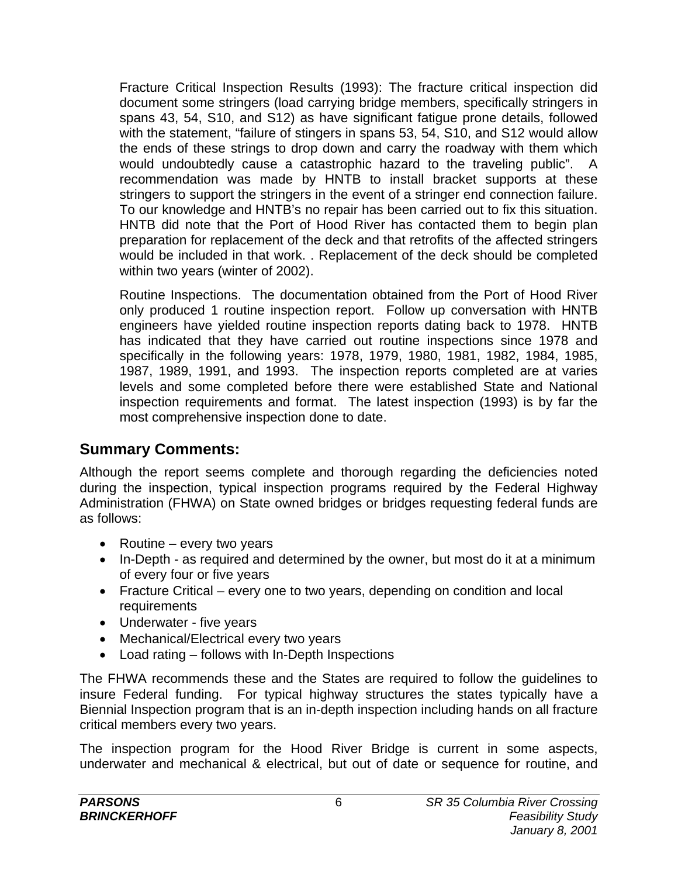Fracture Critical Inspection Results (1993): The fracture critical inspection did document some stringers (load carrying bridge members, specifically stringers in spans 43, 54, S10, and S12) as have significant fatigue prone details, followed with the statement, "failure of stingers in spans 53, 54, S10, and S12 would allow the ends of these strings to drop down and carry the roadway with them which would undoubtedly cause a catastrophic hazard to the traveling public". A recommendation was made by HNTB to install bracket supports at these stringers to support the stringers in the event of a stringer end connection failure. To our knowledge and HNTB's no repair has been carried out to fix this situation. HNTB did note that the Port of Hood River has contacted them to begin plan preparation for replacement of the deck and that retrofits of the affected stringers would be included in that work. . Replacement of the deck should be completed within two years (winter of 2002).

Routine Inspections. The documentation obtained from the Port of Hood River only produced 1 routine inspection report. Follow up conversation with HNTB engineers have yielded routine inspection reports dating back to 1978. HNTB has indicated that they have carried out routine inspections since 1978 and specifically in the following years: 1978, 1979, 1980, 1981, 1982, 1984, 1985, 1987, 1989, 1991, and 1993. The inspection reports completed are at varies levels and some completed before there were established State and National inspection requirements and format. The latest inspection (1993) is by far the most comprehensive inspection done to date.

## Summary Comments:

Although the report seems complete and thorough regarding the deficiencies noted during the inspection, typical inspection programs required by the Federal Highway Administration (FHWA) on State owned bridges or bridges requesting federal funds are as follows:

- Routine – every two years
- In-Depth - as required and determined by the owner, but most do it at a minimum of every four or five years
- Fracture Critical – every one to two years, depending on condition and local requirements
- Underwater - five years
- Mechanical/Electrical every two years
- Load rating – follows with In-Depth Inspections

The FHWA recommends these and the States are required to follow the guidelines to insure Federal funding. For typical highway structures the states typically have a Biennial Inspection program that is an in-depth inspection including hands on all fracture critical members every two years.

The inspection program for the Hood River Bridge is current in some aspects, underwater and mechanical & electrical, but out of date or sequence for routine, and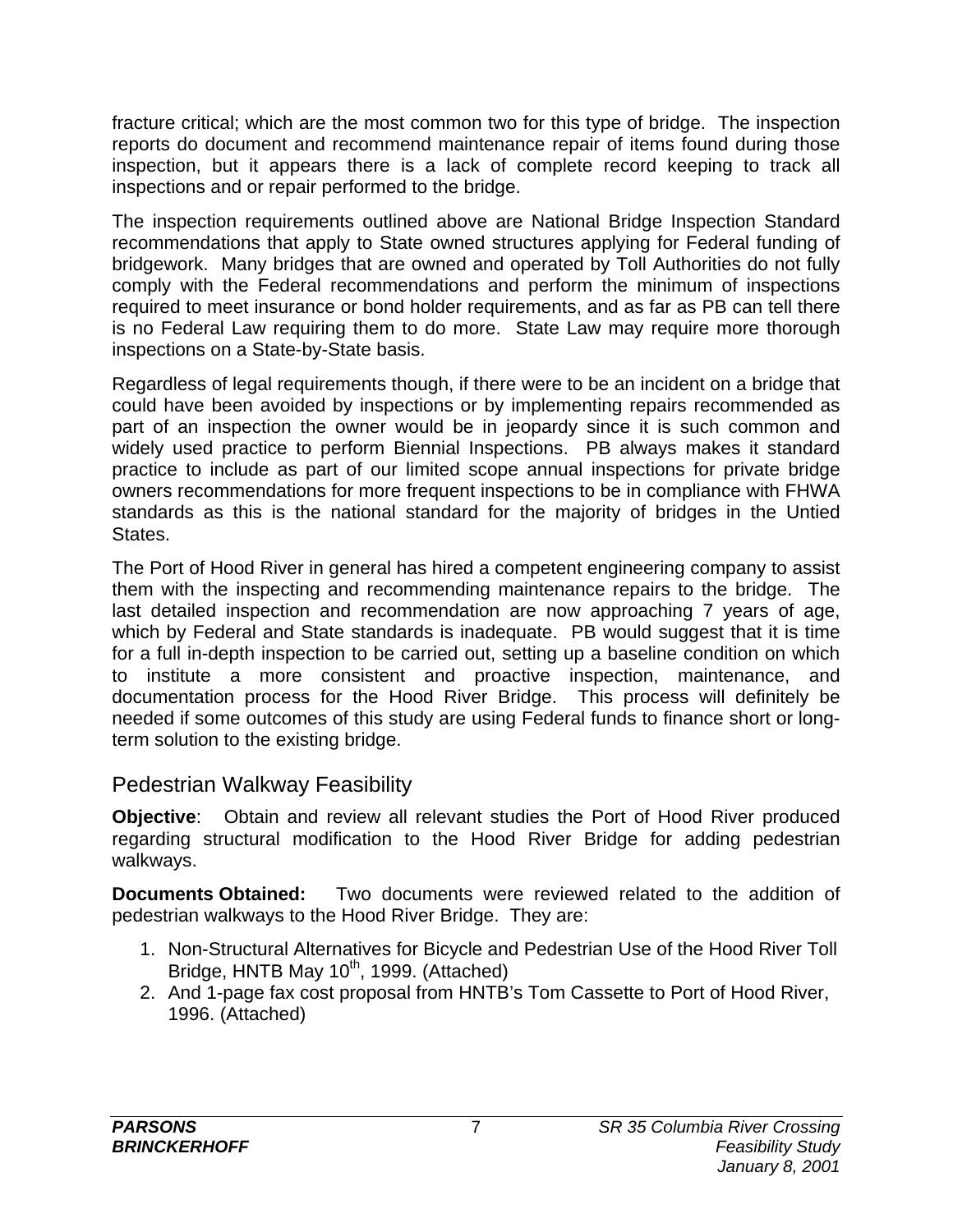fracture critical; which are the most common two for this type of bridge. The inspection reports do document and recommend maintenance repair of items found during those inspection, but it appears there is a lack of complete record keeping to track all inspections and or repair performed to the bridge.

The inspection requirements outlined above are National Bridge Inspection Standard recommendations that apply to State owned structures applying for Federal funding of bridgework. Many bridges that are owned and operated by Toll Authorities do not fully comply with the Federal recommendations and perform the minimum of inspections required to meet insurance or bond holder requirements, and as far as PB can tell there is no Federal Law requiring them to do more. State Law may require more thorough inspections on a State-by-State basis.

Regardless of legal requirements though, if there were to be an incident on a bridge that could have been avoided by inspections or by implementing repairs recommended as part of an inspection the owner would be in jeopardy since it is such common and widely used practice to perform Biennial Inspections. PB always makes it standard practice to include as part of our limited scope annual inspections for private bridge owners recommendations for more frequent inspections to be in compliance with FHWA standards as this is the national standard for the majority of bridges in the Untied States.

The Port of Hood River in general has hired a competent engineering company to assist them with the inspecting and recommending maintenance repairs to the bridge. The last detailed inspection and recommendation are now approaching 7 years of age, which by Federal and State standards is inadequate. PB would suggest that it is time for a full in-depth inspection to be carried out, setting up a baseline condition on which to institute a more consistent and proactive inspection, maintenance, and documentation process for the Hood River Bridge. This process will definitely be needed if some outcomes of this study are using Federal funds to finance short or long-term solution to the existing bridge.

## Pedestrian Walkway Feasibility

**Objective**: Obtain and review all relevant studies the Port of Hood River produced regarding structural modification to the Hood River Bridge for adding pedestrian walkways.

**Documents Obtained:** Two documents were reviewed related to the addition of pedestrian walkways to the Hood River Bridge. They are:

1. Non-Structural Alternatives for Bicycle and Pedestrian Use of the Hood River Toll Bridge, HNTB May 10th, 1999. (Attached)
2. And 1-page fax cost proposal from HNTB's Tom Cassette to Port of Hood River, 1996. (Attached)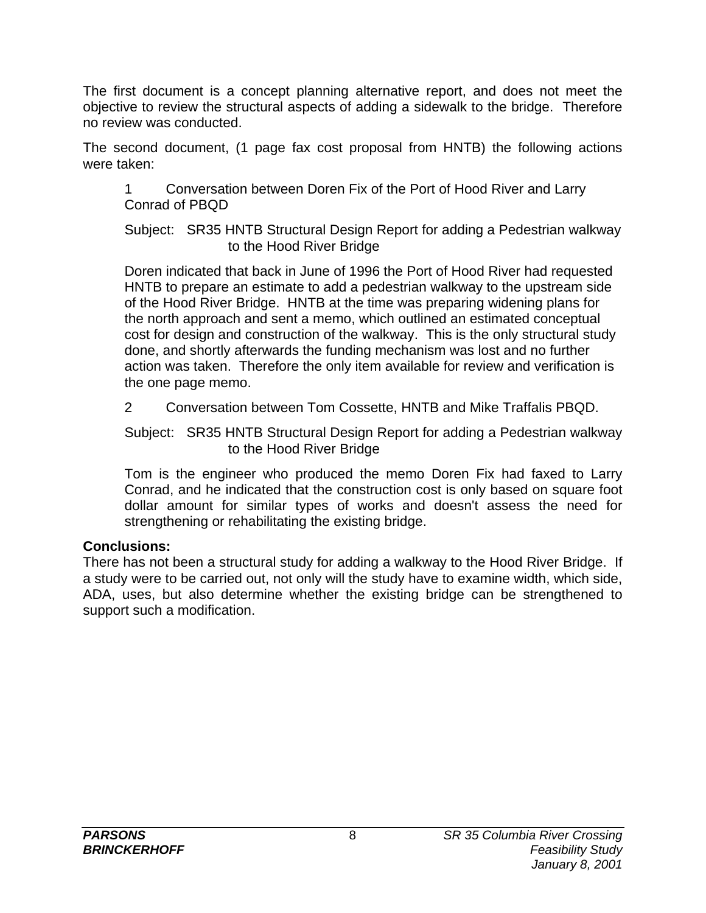The first document is a concept planning alternative report, and does not meet the objective to review the structural aspects of adding a sidewalk to the bridge. Therefore no review was conducted.

The second document, (1 page fax cost proposal from HNTB) the following actions were taken:

1 Conversation between Doren Fix of the Port of Hood River and Larry Conrad of PBQD

Subject: SR35 HNTB Structural Design Report for adding a Pedestrian walkway to the Hood River Bridge

Doren indicated that back in June of 1996 the Port of Hood River had requested HNTB to prepare an estimate to add a pedestrian walkway to the upstream side of the Hood River Bridge. HNTB at the time was preparing widening plans for the north approach and sent a memo, which outlined an estimated conceptual cost for design and construction of the walkway. This is the only structural study done, and shortly afterwards the funding mechanism was lost and no further action was taken. Therefore the only item available for review and verification is the one page memo.

2 Conversation between Tom Cossette, HNTB and Mike Traffalis PBQD.

Subject: SR35 HNTB Structural Design Report for adding a Pedestrian walkway to the Hood River Bridge

Tom is the engineer who produced the memo Doren Fix had faxed to Larry Conrad, and he indicated that the construction cost is only based on square foot dollar amount for similar types of works and doesn't assess the need for strengthening or rehabilitating the existing bridge.

**Conclusions:**

There has not been a structural study for adding a walkway to the Hood River Bridge. If a study were to be carried out, not only will the study have to examine width, which side, ADA, uses, but also determine whether the existing bridge can be strengthened to support such a modification.